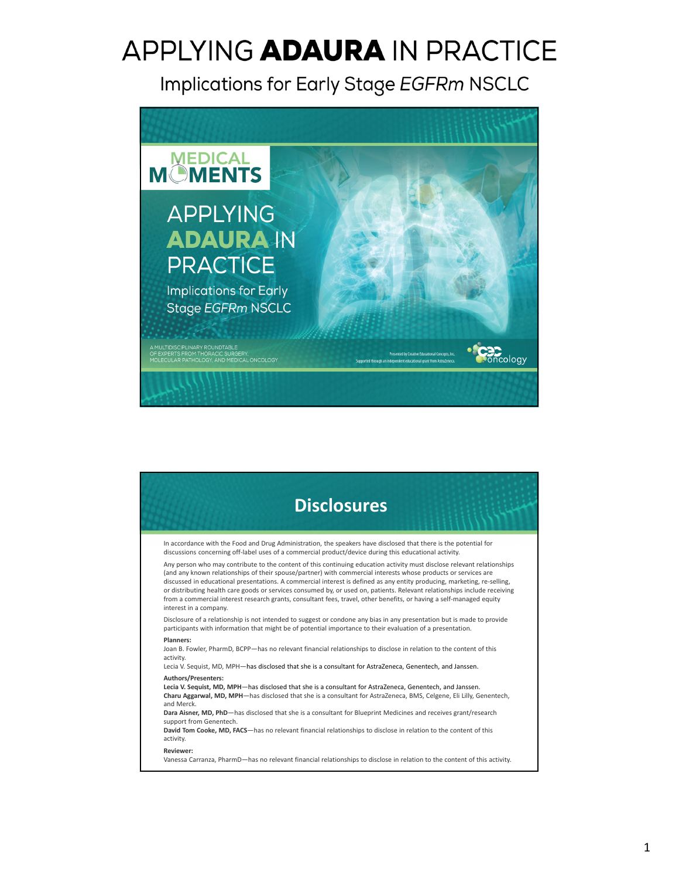# APPLYING **ADAURA** IN PRACTICE

## Implications for Early Stage *EGFRm* NSCLC

MEDICAL MOMENTS

APPLYING ADAURA IN PRACTICE

Implications for Early Stage *EGFRm* NSCLC

A MULTIDISCIPLINARY ROUNDTABLE OF EXPERTS FROM THORACIC SURGERY, MOLECULAR PATHOLOGY, AND MEDICAL ONCOLOGY

Presented by Creative Educational Concepts, Inc.
Supported through an independent educational grant from AstraZeneca.

CEC oncology

## Disclosures

In accordance with the Food and Drug Administration, the speakers have disclosed that there is the potential for discussions concerning off-label uses of a commercial product/device during this educational activity.

Any person who may contribute to the content of this continuing education activity must disclose relevant relationships (and any known relationships of their spouse/partner) with commercial interests whose products or services are discussed in educational presentations. A commercial interest is defined as any entity producing, marketing, re-selling, or distributing health care goods or services consumed by, or used on, patients. Relevant relationships include receiving from a commercial interest research grants, consultant fees, travel, other benefits, or having a self-managed equity interest in a company.

Disclosure of a relationship is not intended to suggest or condone any bias in any presentation but is made to provide participants with information that might be of potential importance to their evaluation of a presentation.

**Planners:**
Joan B. Fowler, PharmD, BCPP—has no relevant financial relationships to disclose in relation to the content of this activity.
Lecia V. Sequist, MD, MPH—has disclosed that she is a consultant for AstraZeneca, Genentech, and Janssen.

**Authors/Presenters:**
**Lecia V. Sequist, MD, MPH**—has disclosed that she is a consultant for AstraZeneca, Genentech, and Janssen.
**Charu Aggarwal, MD, MPH**—has disclosed that she is a consultant for AstraZeneca, BMS, Celgene, Eli Lilly, Genentech, and Merck.
**Dara Aisner, MD, PhD**—has disclosed that she is a consultant for Blueprint Medicines and receives grant/research support from Genentech.
**David Tom Cooke, MD, FACS**—has no relevant financial relationships to disclose in relation to the content of this activity.

**Reviewer:**
Vanessa Carranza, PharmD—has no relevant financial relationships to disclose in relation to the content of this activity.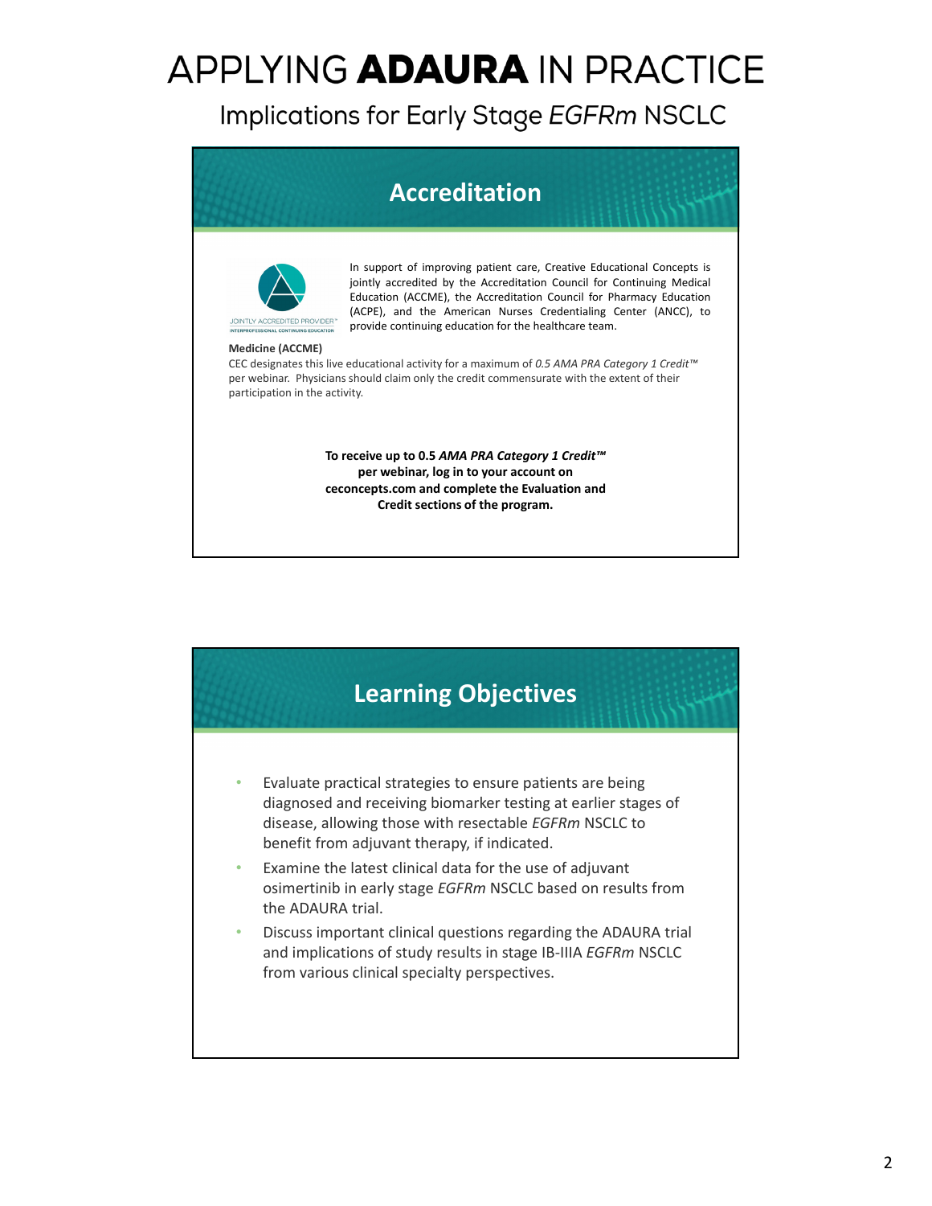# APPLYING **ADAURA** IN PRACTICE

## Implications for Early Stage *EGFRm* NSCLC

### Accreditation

JOINTLY ACCREDITED PROVIDER™
INTERPROFESSIONAL CONTINUING EDUCATION

In support of improving patient care, Creative Educational Concepts is jointly accredited by the Accreditation Council for Continuing Medical Education (ACCME), the Accreditation Council for Pharmacy Education (ACPE), and the American Nurses Credentialing Center (ANCC), to provide continuing education for the healthcare team.

**Medicine (ACCME)**
CEC designates this live educational activity for a maximum of *0.5 AMA PRA Category 1 Credit™* per webinar. Physicians should claim only the credit commensurate with the extent of their participation in the activity.

**To receive up to 0.5 *AMA PRA Category 1 Credit™* per webinar, log in to your account on ceconcepts.com and complete the Evaluation and Credit sections of the program.**

### Learning Objectives

- Evaluate practical strategies to ensure patients are being diagnosed and receiving biomarker testing at earlier stages of disease, allowing those with resectable *EGFRm* NSCLC to benefit from adjuvant therapy, if indicated.
- Examine the latest clinical data for the use of adjuvant osimertinib in early stage *EGFRm* NSCLC based on results from the ADAURA trial.
- Discuss important clinical questions regarding the ADAURA trial and implications of study results in stage IB-IIIA *EGFRm* NSCLC from various clinical specialty perspectives.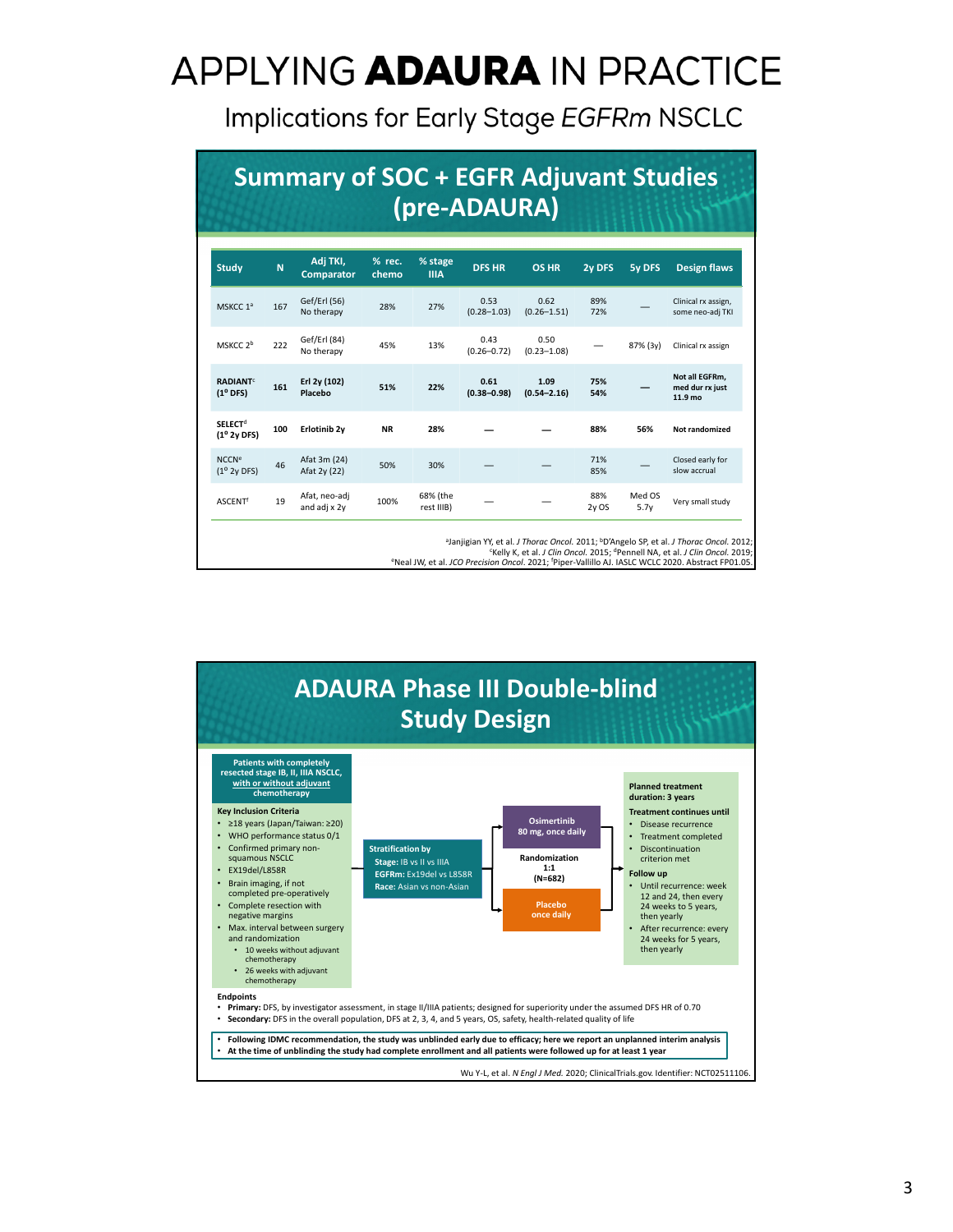# APPLYING **ADAURA** IN PRACTICE

## Implications for Early Stage *EGFRm* NSCLC

### Summary of SOC + EGFR Adjuvant Studies (pre-ADAURA)

| Study | N | Adj TKI, Comparator | % rec. chemo | % stage IIIA | DFS HR | OS HR | 2y DFS | 5y DFS | Design flaws |
|---|---|---|---|---|---|---|---|---|---|
| MSKCC 1[a] | 167 | Gef/Erl (56) No therapy | 28% | 27% | 0.53 (0.28–1.03) | 0.62 (0.26–1.51) | 89% 72% | — | Clinical rx assign, some neo-adj TKI |
| MSKCC 2[b] | 222 | Gef/Erl (84) No therapy | 45% | 13% | 0.43 (0.26–0.72) | 0.50 (0.23–1.08) | — | 87% (3y) | Clinical rx assign |
| **RADIANT[c] (1° DFS)** | **161** | **Erl 2y (102) Placebo** | **51%** | **22%** | **0.61 (0.38–0.98)** | **1.09 (0.54–2.16)** | **75% 54%** | **—** | **Not all EGFRm, med dur rx just 11.9 mo** |
| **SELECT[d] (1° 2y DFS)** | **100** | **Erlotinib 2y** | **NR** | **28%** | **—** | **—** | **88%** | **56%** | **Not randomized** |
| NCCN[e] (1° 2y DFS) | 46 | Afat 3m (24) Afat 2y (22) | 50% | 30% | — | — | 71% 85% | — | Closed early for slow accrual |
| ASCENT[f] | 19 | Afat, neo-adj and adj x 2y | 100% | 68% (the rest IIIB) | — | — | 88% 2y OS | Med OS 5.7y | Very small study |

[a]Janjigian YY, et al. *J Thorac Oncol.* 2011; [b]D'Angelo SP, et al. *J Thorac Oncol.* 2012; [c]Kelly K, et al. *J Clin Oncol.* 2015; [d]Pennell NA, et al. *J Clin Oncol.* 2019; [e]Neal JW, et al. *JCO Precision Oncol.* 2021; [f]Piper-Vallillo AJ. IASLC WCLC 2020. Abstract FP01.05.

### ADAURA Phase III Double-blind Study Design

**Patients with completely resected stage IB, II, IIIA NSCLC, with or without adjuvant chemotherapy**

**Key Inclusion Criteria**
- ≥18 years (Japan/Taiwan: ≥20)
- WHO performance status 0/1
- Confirmed primary non-squamous NSCLC
- EX19del/L858R
- Brain imaging, if not completed pre-operatively
- Complete resection with negative margins
- Max. interval between surgery and randomization
  - 10 weeks without adjuvant chemotherapy
  - 26 weeks with adjuvant chemotherapy

**Stratification by**
- **Stage:** IB vs II vs IIIA
- **EGFRm:** Ex19del vs L858R
- **Race:** Asian vs non-Asian

**Randomization 1:1 (N=682)**
- Osimertinib 80 mg, once daily
- Placebo once daily

**Planned treatment duration: 3 years**

**Treatment continues until**
- Disease recurrence
- Treatment completed
- Discontinuation criterion met

**Follow up**
- Until recurrence: week 12 and 24, then every 24 weeks to 5 years, then yearly
- After recurrence: every 24 weeks for 5 years, then yearly

**Endpoints**
- **Primary:** DFS, by investigator assessment, in stage II/IIIA patients; designed for superiority under the assumed DFS HR of 0.70
- **Secondary:** DFS in the overall population, DFS at 2, 3, 4, and 5 years, OS, safety, health-related quality of life

- **Following IDMC recommendation, the study was unblinded early due to efficacy; here we report an unplanned interim analysis**
- **At the time of unblinding the study had complete enrollment and all patients were followed up for at least 1 year**

Wu Y-L, et al. *N Engl J Med.* 2020; ClinicalTrials.gov. Identifier: NCT02511106.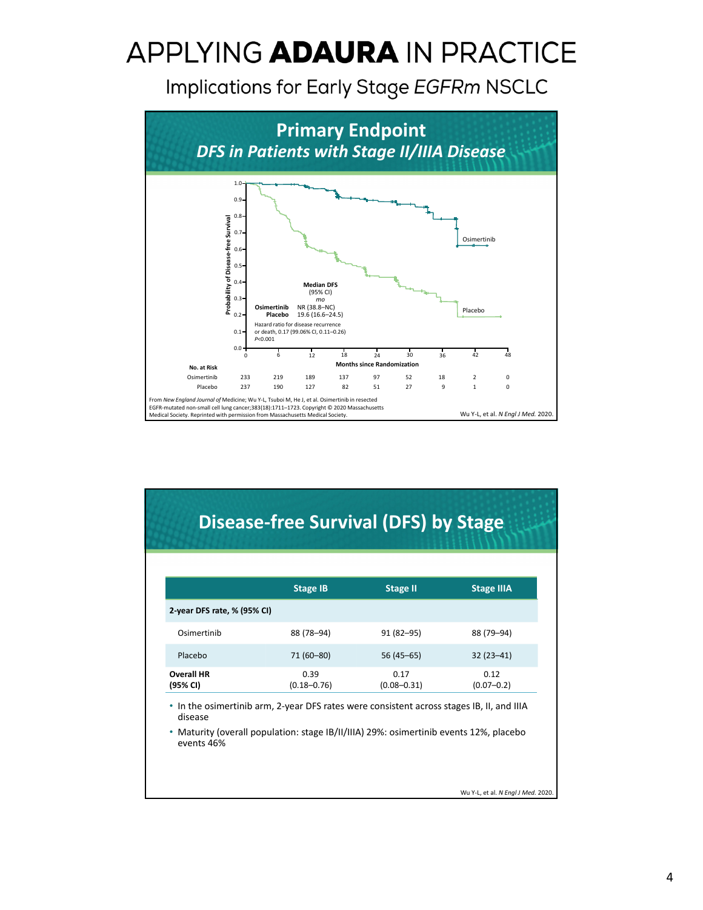# APPLYING **ADAURA** IN PRACTICE

## Implications for Early Stage *EGFRm* NSCLC

### Primary Endpoint
### *DFS in Patients with Stage II/IIIA Disease*

Probability of Disease-free Survival

Median DFS (95% CI) *mo*

**Osimertinib** NR (38.8–NC)
**Placebo** 19.6 (16.6–24.5)

Hazard ratio for disease recurrence or death, 0.17 (99.06% CI, 0.11–0.26)
*P*<0.001

Osimertinib

Placebo

Months since Randomization

| **No. at Risk** | 0 | 6 | 12 | 18 | 24 | 30 | 36 | 42 | 48 |
|---|---|---|---|---|---|---|---|---|---|
| Osimertinib | 233 | 219 | 189 | 137 | 97 | 52 | 18 | 2 | 0 |
| Placebo | 237 | 190 | 127 | 82 | 51 | 27 | 9 | 1 | 0 |

From *New England Journal of* Medicine; Wu Y-L, Tsuboi M, He J, et al. Osimertinib in resected EGFR-mutated non-small cell lung cancer;383(18):1711–1723. Copyright © 2020 Massachusetts Medical Society. Reprinted with permission from Massachusetts Medical Society.

Wu Y-L, et al. *N Engl J Med.* 2020.

### Disease-free Survival (DFS) by Stage

| | Stage IB | Stage II | Stage IIIA |
|---|---|---|---|
| **2-year DFS rate, % (95% CI)** | | | |
| Osimertinib | 88 (78–94) | 91 (82–95) | 88 (79–94) |
| Placebo | 71 (60–80) | 56 (45–65) | 32 (23–41) |
| **Overall HR (95% CI)** | 0.39 (0.18–0.76) | 0.17 (0.08–0.31) | 0.12 (0.07–0.2) |

- In the osimertinib arm, 2-year DFS rates were consistent across stages IB, II, and IIIA disease
- Maturity (overall population: stage IB/II/IIIA) 29%: osimertinib events 12%, placebo events 46%

Wu Y-L, et al. *N Engl J Med.* 2020.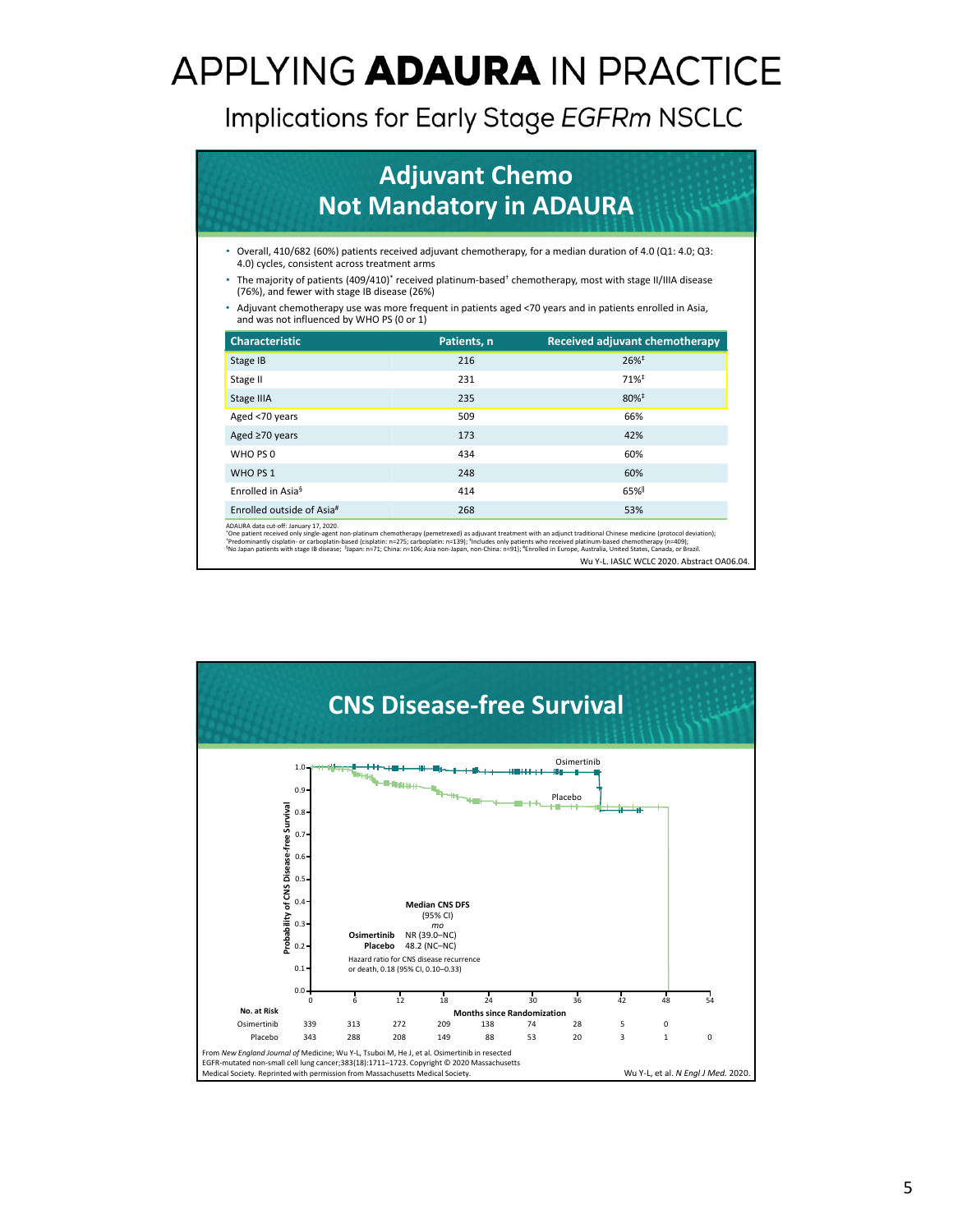# APPLYING **ADAURA** IN PRACTICE

## Implications for Early Stage *EGFRm* NSCLC

### Adjuvant Chemo Not Mandatory in ADAURA

- Overall, 410/682 (60%) patients received adjuvant chemotherapy, for a median duration of 4.0 (Q1: 4.0; Q3: 4.0) cycles, consistent across treatment arms
- The majority of patients (409/410)* received platinum-based† chemotherapy, most with stage II/IIIA disease (76%), and fewer with stage IB disease (26%)
- Adjuvant chemotherapy use was more frequent in patients aged <70 years and in patients enrolled in Asia, and was not influenced by WHO PS (0 or 1)

| Characteristic | Patients, n | Received adjuvant chemotherapy |
|---|---|---|
| Stage IB | 216 | 26%‡ |
| Stage II | 231 | 71%‡ |
| Stage IIIA | 235 | 80%‡ |
| Aged <70 years | 509 | 66% |
| Aged ≥70 years | 173 | 42% |
| WHO PS 0 | 434 | 60% |
| WHO PS 1 | 248 | 60% |
| Enrolled in Asia§ | 414 | 65%‖ |
| Enrolled outside of Asia# | 268 | 53% |

ADAURA data cut-off: January 17, 2020.
*One patient received only single-agent non-platinum chemotherapy (pemetrexed) as adjuvant treatment with an adjunct traditional Chinese medicine (protocol deviation);
†Predominantly cisplatin- or carboplatin-based (cisplatin: n=275; carboplatin: n=139); ‡Includes only patients who received platinum-based chemotherapy (n=409);
§No Japan patients with stage IB disease; ‖Japan: n=71; China: n=106; Asia non-Japan, non-China: n=91); #Enrolled in Europe, Australia, United States, Canada, or Brazil.

Wu Y-L. IASLC WCLC 2020. Abstract OA06.04.

### CNS Disease-free Survival

Median CNS DFS (95% CI) mo
- Osimertinib: NR (39.0–NC)
- Placebo: 48.2 (NC–NC)

Hazard ratio for CNS disease recurrence or death, 0.18 (95% CI, 0.10–0.33)

| No. at Risk | 0 | 6 | 12 | 18 | 24 | 30 | 36 | 42 | 48 | 54 |
|---|---|---|---|---|---|---|---|---|---|---|
| Osimertinib | 339 | 313 | 272 | 209 | 138 | 74 | 28 | 5 | 0 | |
| Placebo | 343 | 288 | 208 | 149 | 88 | 53 | 20 | 3 | 1 | 0 |

From *New England Journal of* Medicine; Wu Y-L, Tsuboi M, He J, et al. Osimertinib in resected EGFR-mutated non-small cell lung cancer;383(18):1711–1723. Copyright © 2020 Massachusetts Medical Society. Reprinted with permission from Massachusetts Medical Society.

Wu Y-L, et al. *N Engl J Med.* 2020.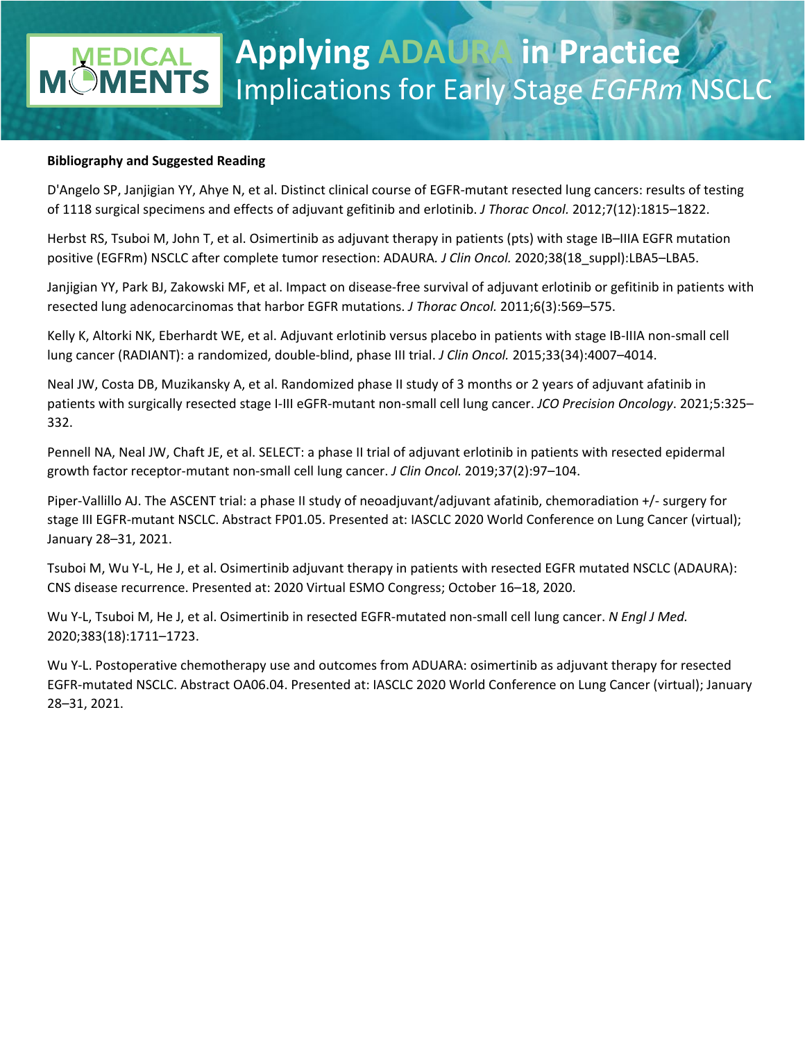**Bibliography and Suggested Reading**

D'Angelo SP, Janjigian YY, Ahye N, et al. Distinct clinical course of EGFR-mutant resected lung cancers: results of testing of 1118 surgical specimens and effects of adjuvant gefitinib and erlotinib. *J Thorac Oncol.* 2012;7(12):1815–1822.

Herbst RS, Tsuboi M, John T, et al. Osimertinib as adjuvant therapy in patients (pts) with stage IB–IIIA EGFR mutation positive (EGFRm) NSCLC after complete tumor resection: ADAURA. *J Clin Oncol.* 2020;38(18_suppl):LBA5–LBA5.

Janjigian YY, Park BJ, Zakowski MF, et al. Impact on disease-free survival of adjuvant erlotinib or gefitinib in patients with resected lung adenocarcinomas that harbor EGFR mutations. *J Thorac Oncol.* 2011;6(3):569–575.

Kelly K, Altorki NK, Eberhardt WE, et al. Adjuvant erlotinib versus placebo in patients with stage IB-IIIA non-small cell lung cancer (RADIANT): a randomized, double-blind, phase III trial. *J Clin Oncol.* 2015;33(34):4007–4014.

Neal JW, Costa DB, Muzikansky A, et al. Randomized phase II study of 3 months or 2 years of adjuvant afatinib in patients with surgically resected stage I-III eGFR-mutant non-small cell lung cancer. *JCO Precision Oncology*. 2021;5:325–332.

Pennell NA, Neal JW, Chaft JE, et al. SELECT: a phase II trial of adjuvant erlotinib in patients with resected epidermal growth factor receptor-mutant non-small cell lung cancer. *J Clin Oncol.* 2019;37(2):97–104.

Piper-Vallillo AJ. The ASCENT trial: a phase II study of neoadjuvant/adjuvant afatinib, chemoradiation +/- surgery for stage III EGFR-mutant NSCLC. Abstract FP01.05. Presented at: IASCLC 2020 World Conference on Lung Cancer (virtual); January 28–31, 2021.

Tsuboi M, Wu Y-L, He J, et al. Osimertinib adjuvant therapy in patients with resected EGFR mutated NSCLC (ADAURA): CNS disease recurrence. Presented at: 2020 Virtual ESMO Congress; October 16–18, 2020.

Wu Y-L, Tsuboi M, He J, et al. Osimertinib in resected EGFR-mutated non-small cell lung cancer. *N Engl J Med.* 2020;383(18):1711–1723.

Wu Y-L. Postoperative chemotherapy use and outcomes from ADUARA: osimertinib as adjuvant therapy for resected EGFR-mutated NSCLC. Abstract OA06.04. Presented at: IASCLC 2020 World Conference on Lung Cancer (virtual); January 28–31, 2021.